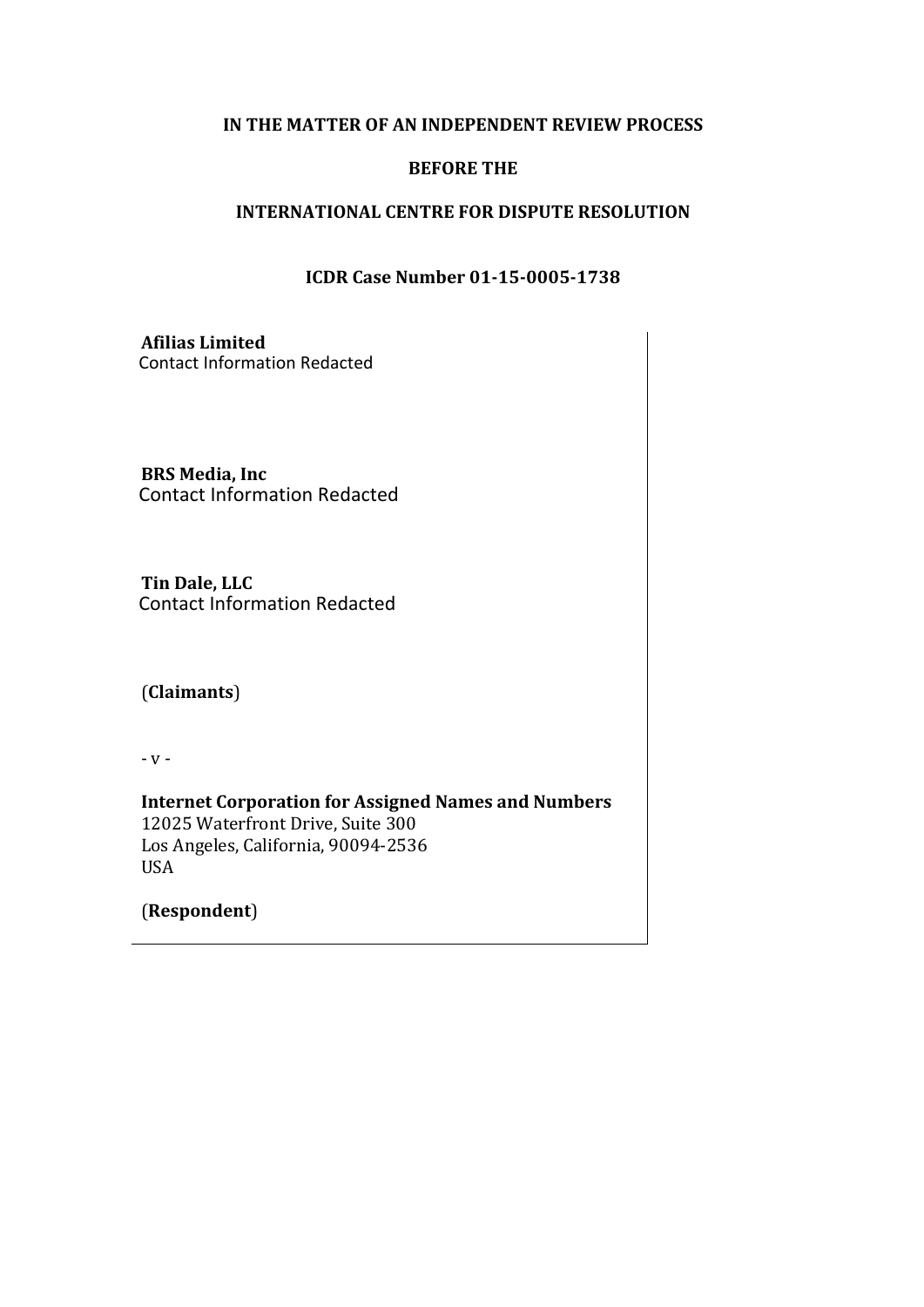**IN THE MATTER OF AN INDEPENDENT REVIEW PROCESS**

**BEFORE THE**

**INTERNATIONAL CENTRE FOR DISPUTE RESOLUTION**

**ICDR Case Number 01-15-0005-1738**

**Afilias Limited**
Contact Information Redacted

**BRS Media, Inc**
Contact Information Redacted

**Tin Dale, LLC**
Contact Information Redacted

(**Claimants**)

- v -

**Internet Corporation for Assigned Names and Numbers**
12025 Waterfront Drive, Suite 300
Los Angeles, California, 90094-2536
USA

(**Respondent**)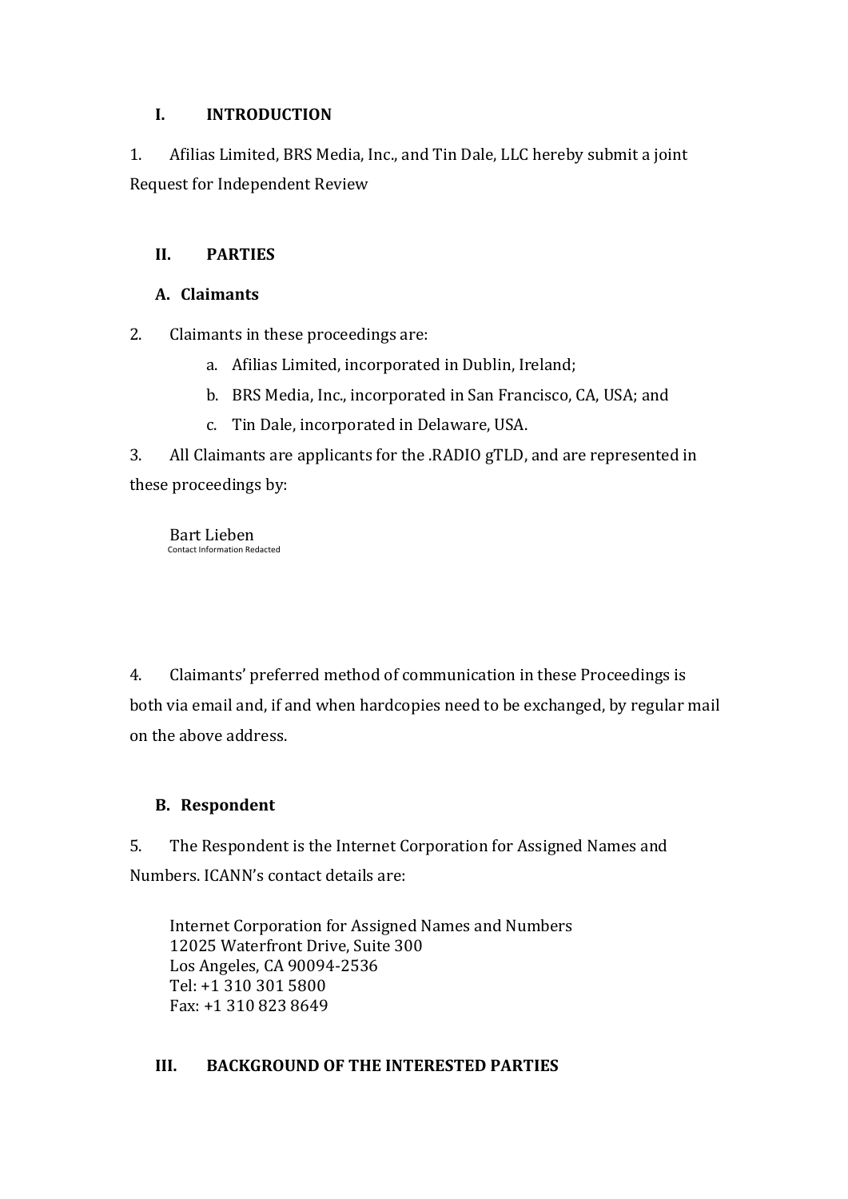## I. INTRODUCTION

1. Afilias Limited, BRS Media, Inc., and Tin Dale, LLC hereby submit a joint Request for Independent Review

## II. PARTIES

### A. Claimants

2. Claimants in these proceedings are:
   a. Afilias Limited, incorporated in Dublin, Ireland;
   b. BRS Media, Inc., incorporated in San Francisco, CA, USA; and
   c. Tin Dale, incorporated in Delaware, USA.

3. All Claimants are applicants for the .RADIO gTLD, and are represented in these proceedings by:

   Bart Lieben
   Contact Information Redacted

4. Claimants' preferred method of communication in these Proceedings is both via email and, if and when hardcopies need to be exchanged, by regular mail on the above address.

### B. Respondent

5. The Respondent is the Internet Corporation for Assigned Names and Numbers. ICANN's contact details are:

   Internet Corporation for Assigned Names and Numbers
   12025 Waterfront Drive, Suite 300
   Los Angeles, CA 90094-2536
   Tel: +1 310 301 5800
   Fax: +1 310 823 8649

## III. BACKGROUND OF THE INTERESTED PARTIES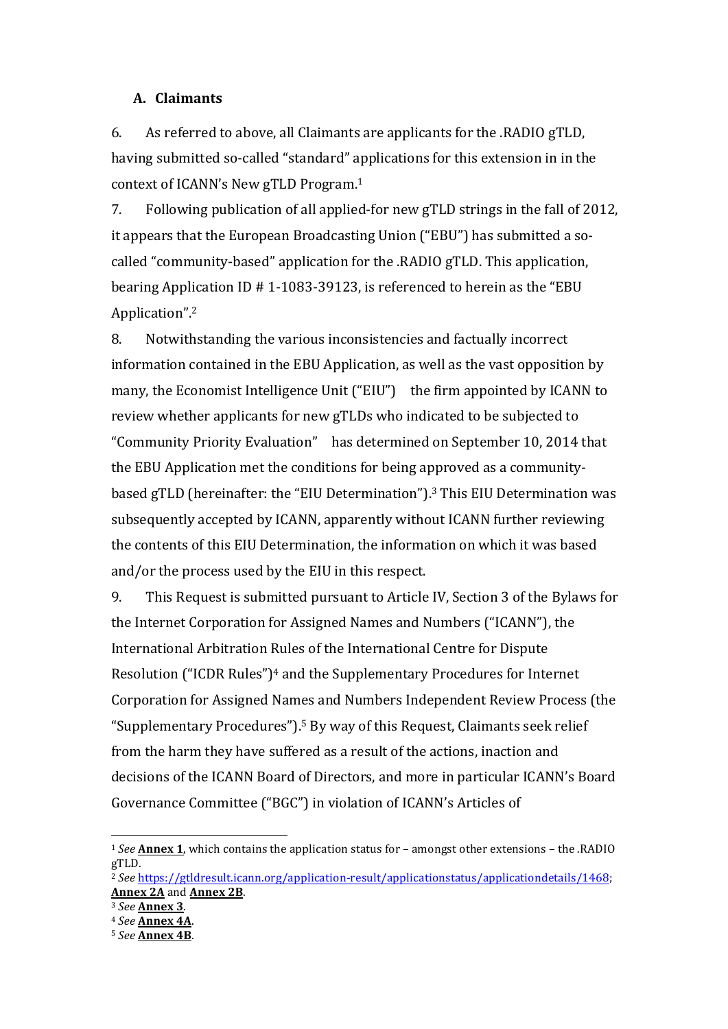### A. Claimants

6. As referred to above, all Claimants are applicants for the .RADIO gTLD, having submitted so-called "standard" applications for this extension in in the context of ICANN's New gTLD Program.[1]

7. Following publication of all applied-for new gTLD strings in the fall of 2012, it appears that the European Broadcasting Union ("EBU") has submitted a so-called "community-based" application for the .RADIO gTLD. This application, bearing Application ID # 1-1083-39123, is referenced to herein as the "EBU Application".[2]

8. Notwithstanding the various inconsistencies and factually incorrect information contained in the EBU Application, as well as the vast opposition by many, the Economist Intelligence Unit ("EIU") the firm appointed by ICANN to review whether applicants for new gTLDs who indicated to be subjected to "Community Priority Evaluation" has determined on September 10, 2014 that the EBU Application met the conditions for being approved as a community-based gTLD (hereinafter: the "EIU Determination").[3] This EIU Determination was subsequently accepted by ICANN, apparently without ICANN further reviewing the contents of this EIU Determination, the information on which it was based and/or the process used by the EIU in this respect.

9. This Request is submitted pursuant to Article IV, Section 3 of the Bylaws for the Internet Corporation for Assigned Names and Numbers ("ICANN"), the International Arbitration Rules of the International Centre for Dispute Resolution ("ICDR Rules")[4] and the Supplementary Procedures for Internet Corporation for Assigned Names and Numbers Independent Review Process (the "Supplementary Procedures").[5] By way of this Request, Claimants seek relief from the harm they have suffered as a result of the actions, inaction and decisions of the ICANN Board of Directors, and more in particular ICANN's Board Governance Committee ("BGC") in violation of ICANN's Articles of

---

[1] *See* **Annex 1**, which contains the application status for – amongst other extensions – the .RADIO gTLD.

[2] *See* https://gtldresult.icann.org/application-result/applicationstatus/applicationdetails/1468; **Annex 2A** and **Annex 2B**.

[3] *See* **Annex 3**.

[4] *See* **Annex 4A**.

[5] *See* **Annex 4B**.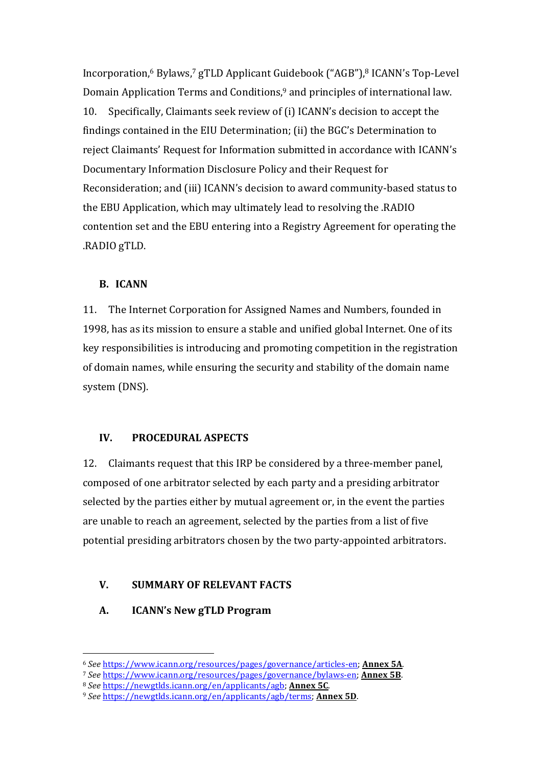Incorporation,[6] Bylaws,[7] gTLD Applicant Guidebook ("AGB"),[8] ICANN's Top-Level Domain Application Terms and Conditions,[9] and principles of international law.

10. Specifically, Claimants seek review of (i) ICANN's decision to accept the findings contained in the EIU Determination; (ii) the BGC's Determination to reject Claimants' Request for Information submitted in accordance with ICANN's Documentary Information Disclosure Policy and their Request for Reconsideration; and (iii) ICANN's decision to award community-based status to the EBU Application, which may ultimately lead to resolving the .RADIO contention set and the EBU entering into a Registry Agreement for operating the .RADIO gTLD.

### B. ICANN

11. The Internet Corporation for Assigned Names and Numbers, founded in 1998, has as its mission to ensure a stable and unified global Internet. One of its key responsibilities is introducing and promoting competition in the registration of domain names, while ensuring the security and stability of the domain name system (DNS).

## IV. PROCEDURAL ASPECTS

12. Claimants request that this IRP be considered by a three-member panel, composed of one arbitrator selected by each party and a presiding arbitrator selected by the parties either by mutual agreement or, in the event the parties are unable to reach an agreement, selected by the parties from a list of five potential presiding arbitrators chosen by the two party-appointed arbitrators.

## V. SUMMARY OF RELEVANT FACTS

### A. ICANN's New gTLD Program

---

[6] *See* https://www.icann.org/resources/pages/governance/articles-en; **Annex 5A**.

[7] *See* https://www.icann.org/resources/pages/governance/bylaws-en; **Annex 5B**.

[8] *See* https://newgtlds.icann.org/en/applicants/agb; **Annex 5C**.

[9] *See* https://newgtlds.icann.org/en/applicants/agb/terms; **Annex 5D**.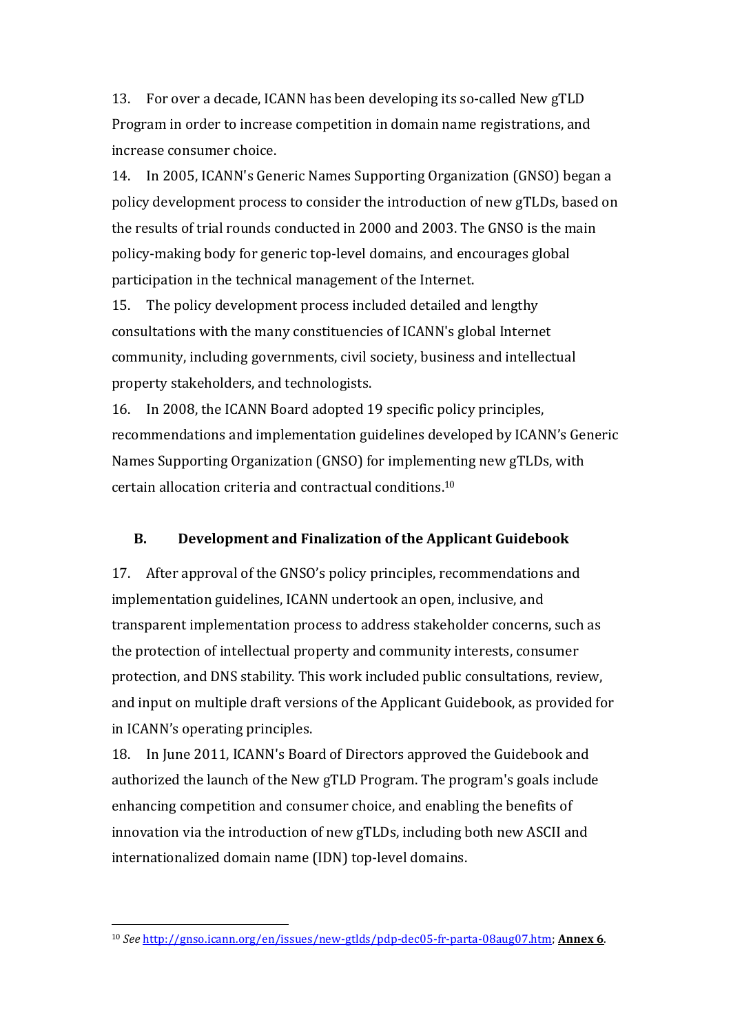13. For over a decade, ICANN has been developing its so-called New gTLD Program in order to increase competition in domain name registrations, and increase consumer choice.

14. In 2005, ICANN's Generic Names Supporting Organization (GNSO) began a policy development process to consider the introduction of new gTLDs, based on the results of trial rounds conducted in 2000 and 2003. The GNSO is the main policy-making body for generic top-level domains, and encourages global participation in the technical management of the Internet.

15. The policy development process included detailed and lengthy consultations with the many constituencies of ICANN's global Internet community, including governments, civil society, business and intellectual property stakeholders, and technologists.

16. In 2008, the ICANN Board adopted 19 specific policy principles, recommendations and implementation guidelines developed by ICANN's Generic Names Supporting Organization (GNSO) for implementing new gTLDs, with certain allocation criteria and contractual conditions.[10]

## B. Development and Finalization of the Applicant Guidebook

17. After approval of the GNSO's policy principles, recommendations and implementation guidelines, ICANN undertook an open, inclusive, and transparent implementation process to address stakeholder concerns, such as the protection of intellectual property and community interests, consumer protection, and DNS stability. This work included public consultations, review, and input on multiple draft versions of the Applicant Guidebook, as provided for in ICANN's operating principles.

18. In June 2011, ICANN's Board of Directors approved the Guidebook and authorized the launch of the New gTLD Program. The program's goals include enhancing competition and consumer choice, and enabling the benefits of innovation via the introduction of new gTLDs, including both new ASCII and internationalized domain name (IDN) top-level domains.

---

[10] *See* http://gnso.icann.org/en/issues/new-gtlds/pdp-dec05-fr-parta-08aug07.htm; **Annex 6**.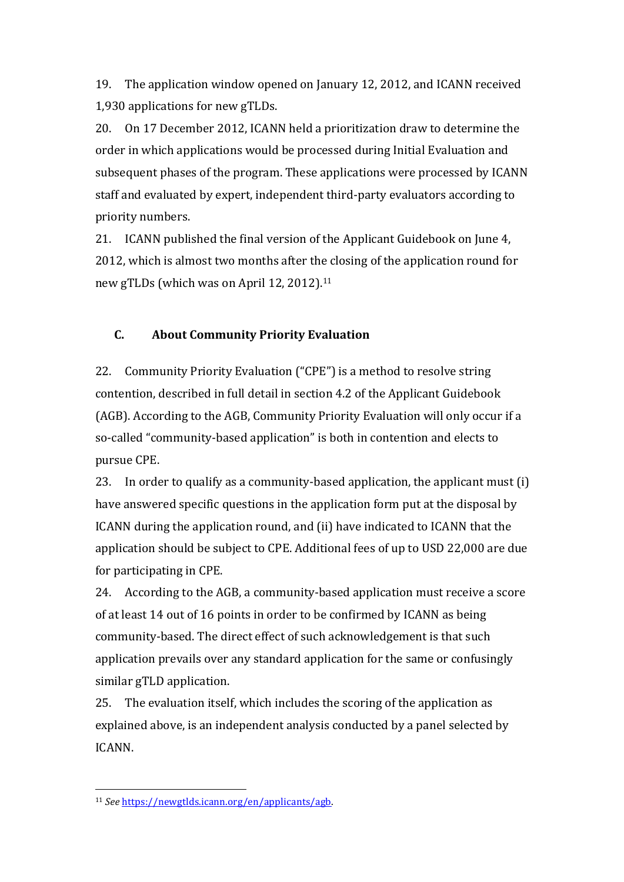19. The application window opened on January 12, 2012, and ICANN received 1,930 applications for new gTLDs.

20. On 17 December 2012, ICANN held a prioritization draw to determine the order in which applications would be processed during Initial Evaluation and subsequent phases of the program. These applications were processed by ICANN staff and evaluated by expert, independent third-party evaluators according to priority numbers.

21. ICANN published the final version of the Applicant Guidebook on June 4, 2012, which is almost two months after the closing of the application round for new gTLDs (which was on April 12, 2012).[11]

### C. About Community Priority Evaluation

22. Community Priority Evaluation ("CPE") is a method to resolve string contention, described in full detail in section 4.2 of the Applicant Guidebook (AGB). According to the AGB, Community Priority Evaluation will only occur if a so-called "community-based application" is both in contention and elects to pursue CPE.

23. In order to qualify as a community-based application, the applicant must (i) have answered specific questions in the application form put at the disposal by ICANN during the application round, and (ii) have indicated to ICANN that the application should be subject to CPE. Additional fees of up to USD 22,000 are due for participating in CPE.

24. According to the AGB, a community-based application must receive a score of at least 14 out of 16 points in order to be confirmed by ICANN as being community-based. The direct effect of such acknowledgement is that such application prevails over any standard application for the same or confusingly similar gTLD application.

25. The evaluation itself, which includes the scoring of the application as explained above, is an independent analysis conducted by a panel selected by ICANN.

[11] *See* https://newgtlds.icann.org/en/applicants/agb.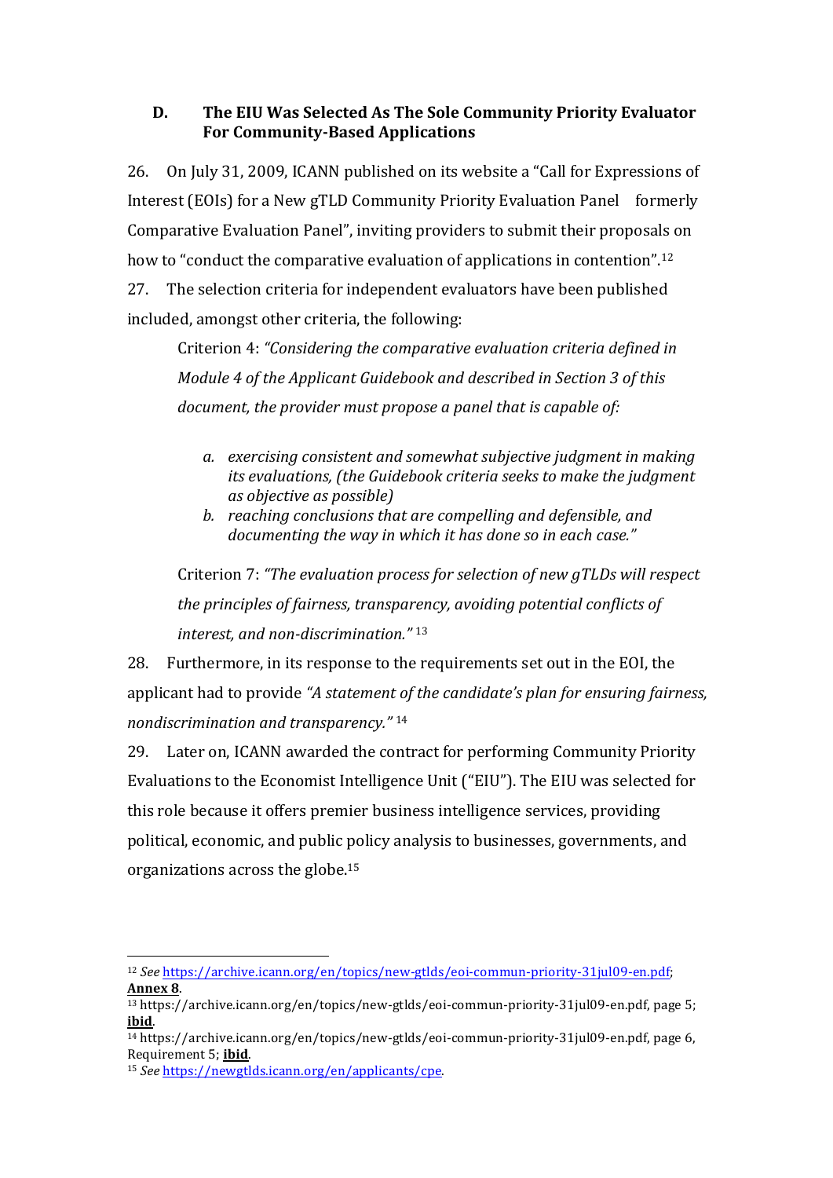### D. The EIU Was Selected As The Sole Community Priority Evaluator For Community-Based Applications

26. On July 31, 2009, ICANN published on its website a "Call for Expressions of Interest (EOIs) for a New gTLD Community Priority Evaluation Panel formerly Comparative Evaluation Panel", inviting providers to submit their proposals on how to "conduct the comparative evaluation of applications in contention".[12]

27. The selection criteria for independent evaluators have been published included, amongst other criteria, the following:

> Criterion 4: *"Considering the comparative evaluation criteria defined in Module 4 of the Applicant Guidebook and described in Section 3 of this document, the provider must propose a panel that is capable of:*
>
> *a. exercising consistent and somewhat subjective judgment in making its evaluations, (the Guidebook criteria seeks to make the judgment as objective as possible)*
>
> *b. reaching conclusions that are compelling and defensible, and documenting the way in which it has done so in each case."*
>
> Criterion 7: *"The evaluation process for selection of new gTLDs will respect the principles of fairness, transparency, avoiding potential conflicts of interest, and non-discrimination."* [13]

28. Furthermore, in its response to the requirements set out in the EOI, the applicant had to provide *"A statement of the candidate's plan for ensuring fairness, nondiscrimination and transparency."* [14]

29. Later on, ICANN awarded the contract for performing Community Priority Evaluations to the Economist Intelligence Unit ("EIU"). The EIU was selected for this role because it offers premier business intelligence services, providing political, economic, and public policy analysis to businesses, governments, and organizations across the globe.[15]

---

[12] *See* https://archive.icann.org/en/topics/new-gtlds/eoi-commun-priority-31jul09-en.pdf; **Annex 8**.

[13] https://archive.icann.org/en/topics/new-gtlds/eoi-commun-priority-31jul09-en.pdf, page 5; **ibid**.

[14] https://archive.icann.org/en/topics/new-gtlds/eoi-commun-priority-31jul09-en.pdf, page 6, Requirement 5; **ibid**.

[15] *See* https://newgtlds.icann.org/en/applicants/cpe.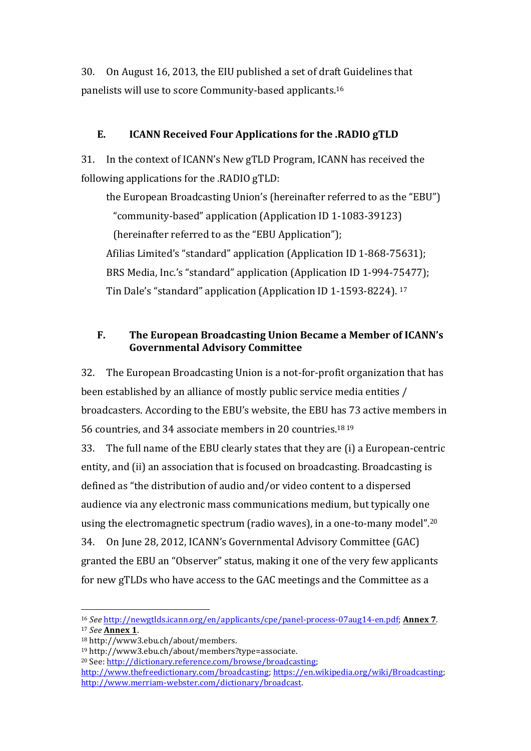30. On August 16, 2013, the EIU published a set of draft Guidelines that panelists will use to score Community-based applicants.[16]

## E. ICANN Received Four Applications for the .RADIO gTLD

31. In the context of ICANN's New gTLD Program, ICANN has received the following applications for the .RADIO gTLD:

- the European Broadcasting Union's (hereinafter referred to as the "EBU") "community-based" application (Application ID 1-1083-39123) (hereinafter referred to as the "EBU Application");
- Afilias Limited's "standard" application (Application ID 1-868-75631);
- BRS Media, Inc.'s "standard" application (Application ID 1-994-75477);
- Tin Dale's "standard" application (Application ID 1-1593-8224). [17]

## F. The European Broadcasting Union Became a Member of ICANN's Governmental Advisory Committee

32. The European Broadcasting Union is a not-for-profit organization that has been established by an alliance of mostly public service media entities / broadcasters. According to the EBU's website, the EBU has 73 active members in 56 countries, and 34 associate members in 20 countries.[18] [19]

33. The full name of the EBU clearly states that they are (i) a European-centric entity, and (ii) an association that is focused on broadcasting. Broadcasting is defined as "the distribution of audio and/or video content to a dispersed audience via any electronic mass communications medium, but typically one using the electromagnetic spectrum (radio waves), in a one-to-many model".[20]

34. On June 28, 2012, ICANN's Governmental Advisory Committee (GAC) granted the EBU an "Observer" status, making it one of the very few applicants for new gTLDs who have access to the GAC meetings and the Committee as a

---

[16] *See* http://newgtlds.icann.org/en/applicants/cpe/panel-process-07aug14-en.pdf; **Annex 7**.

[17] *See* **Annex 1**.

[18] http://www3.ebu.ch/about/members.

[19] http://www3.ebu.ch/about/members?type=associate.

[20] See: http://dictionary.reference.com/browse/broadcasting; http://www.thefreedictionary.com/broadcasting; https://en.wikipedia.org/wiki/Broadcasting; http://www.merriam-webster.com/dictionary/broadcast.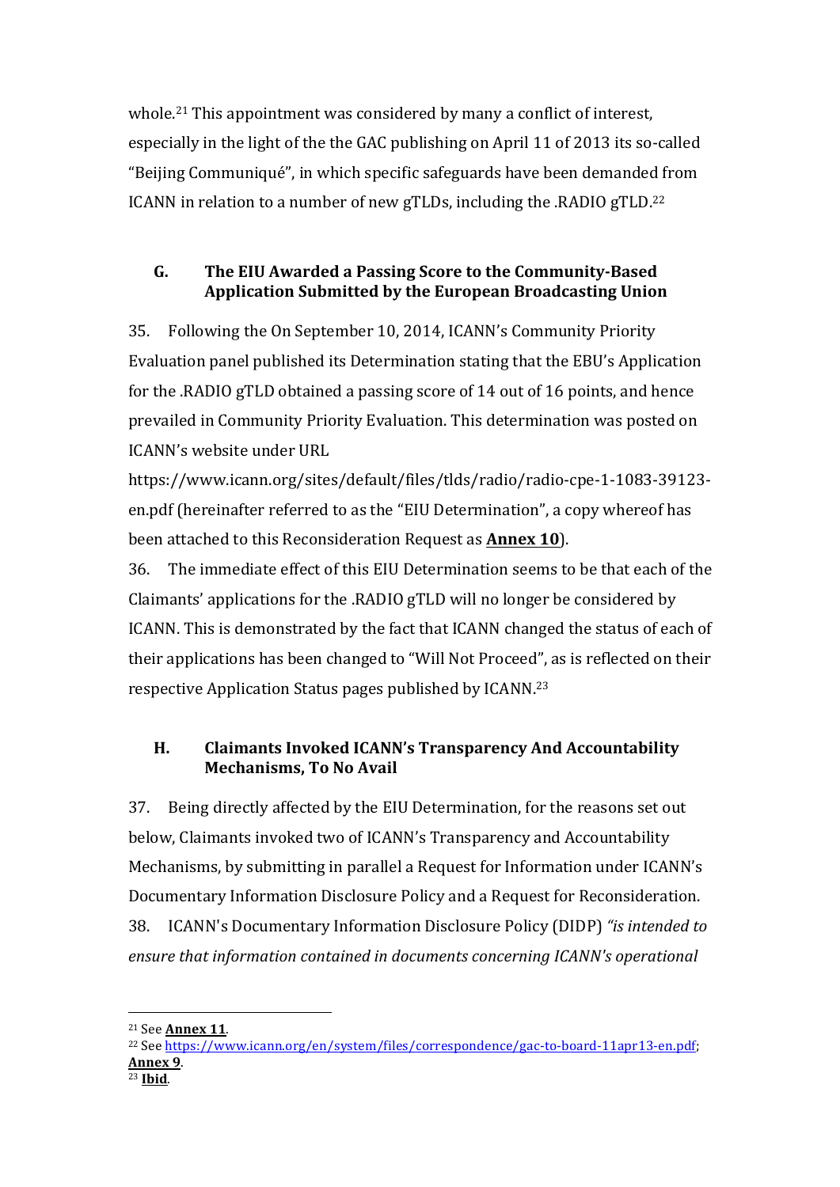whole.[21] This appointment was considered by many a conflict of interest, especially in the light of the the GAC publishing on April 11 of 2013 its so-called "Beijing Communiqué", in which specific safeguards have been demanded from ICANN in relation to a number of new gTLDs, including the .RADIO gTLD.[22]

### G. The EIU Awarded a Passing Score to the Community-Based Application Submitted by the European Broadcasting Union

35. Following the On September 10, 2014, ICANN's Community Priority Evaluation panel published its Determination stating that the EBU's Application for the .RADIO gTLD obtained a passing score of 14 out of 16 points, and hence prevailed in Community Priority Evaluation. This determination was posted on ICANN's website under URL https://www.icann.org/sites/default/files/tlds/radio/radio-cpe-1-1083-39123-en.pdf (hereinafter referred to as the "EIU Determination", a copy whereof has been attached to this Reconsideration Request as **Annex 10**).

36. The immediate effect of this EIU Determination seems to be that each of the Claimants' applications for the .RADIO gTLD will no longer be considered by ICANN. This is demonstrated by the fact that ICANN changed the status of each of their applications has been changed to "Will Not Proceed", as is reflected on their respective Application Status pages published by ICANN.[23]

### H. Claimants Invoked ICANN's Transparency And Accountability Mechanisms, To No Avail

37. Being directly affected by the EIU Determination, for the reasons set out below, Claimants invoked two of ICANN's Transparency and Accountability Mechanisms, by submitting in parallel a Request for Information under ICANN's Documentary Information Disclosure Policy and a Request for Reconsideration.

38. ICANN's Documentary Information Disclosure Policy (DIDP) *"is intended to ensure that information contained in documents concerning ICANN's operational*

---

[21] See **Annex 11**.

[22] See https://www.icann.org/en/system/files/correspondence/gac-to-board-11apr13-en.pdf; **Annex 9**.

[23] **Ibid**.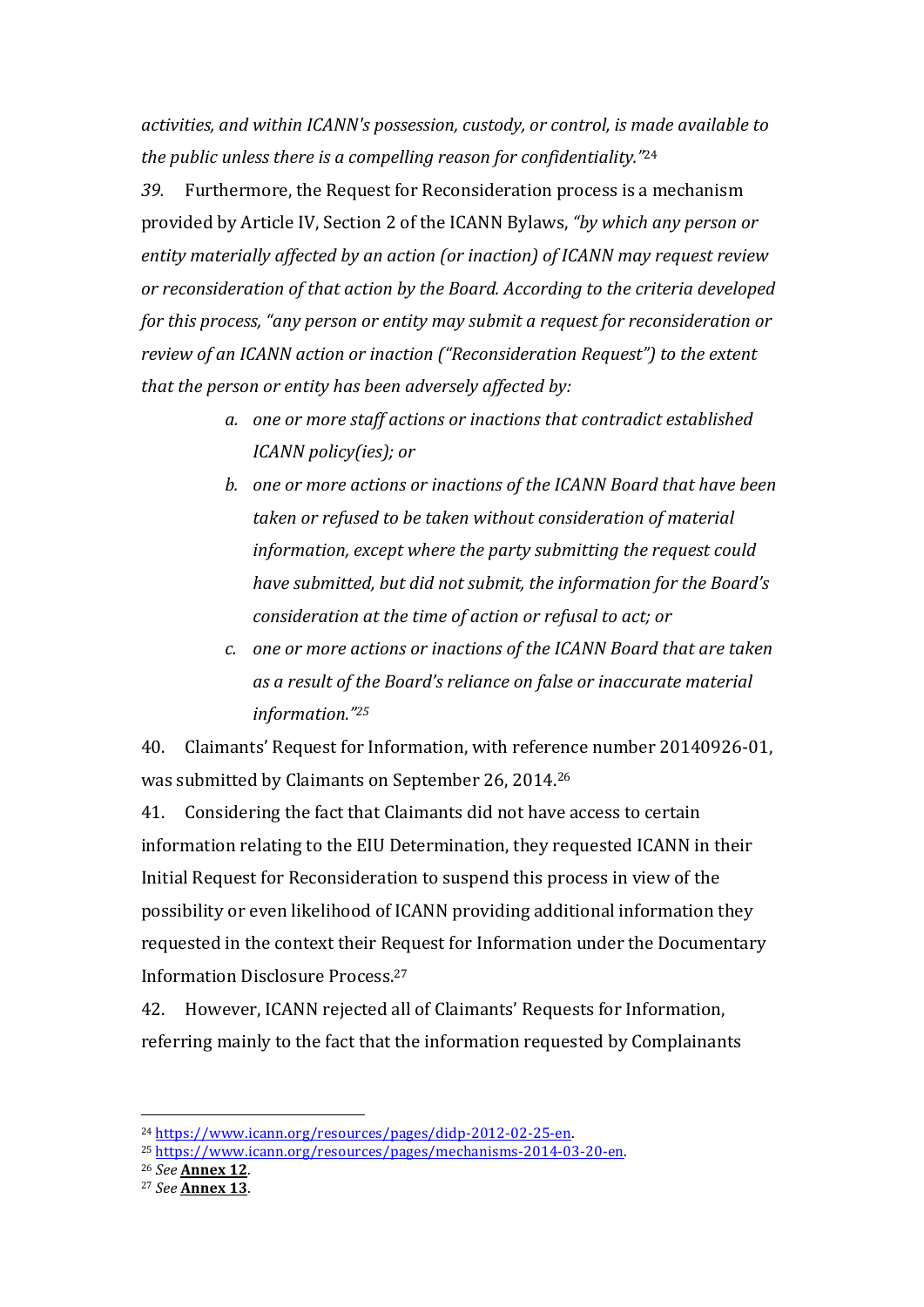*activities, and within ICANN's possession, custody, or control, is made available to the public unless there is a compelling reason for confidentiality."*[24]

*39.* Furthermore, the Request for Reconsideration process is a mechanism provided by Article IV, Section 2 of the ICANN Bylaws, *"by which any person or entity materially affected by an action (or inaction) of ICANN may request review or reconsideration of that action by the Board. According to the criteria developed for this process, "any person or entity may submit a request for reconsideration or review of an ICANN action or inaction ("Reconsideration Request") to the extent that the person or entity has been adversely affected by:*

> a. *one or more staff actions or inactions that contradict established ICANN policy(ies); or*
>
> b. *one or more actions or inactions of the ICANN Board that have been taken or refused to be taken without consideration of material information, except where the party submitting the request could have submitted, but did not submit, the information for the Board's consideration at the time of action or refusal to act; or*
>
> c. *one or more actions or inactions of the ICANN Board that are taken as a result of the Board's reliance on false or inaccurate material information."*[25]

40. Claimants' Request for Information, with reference number 20140926-01, was submitted by Claimants on September 26, 2014.[26]

41. Considering the fact that Claimants did not have access to certain information relating to the EIU Determination, they requested ICANN in their Initial Request for Reconsideration to suspend this process in view of the possibility or even likelihood of ICANN providing additional information they requested in the context their Request for Information under the Documentary Information Disclosure Process.[27]

42. However, ICANN rejected all of Claimants' Requests for Information, referring mainly to the fact that the information requested by Complainants

---

[24] https://www.icann.org/resources/pages/didp-2012-02-25-en.

[25] https://www.icann.org/resources/pages/mechanisms-2014-03-20-en.

[26] *See* **Annex 12**.

[27] *See* **Annex 13**.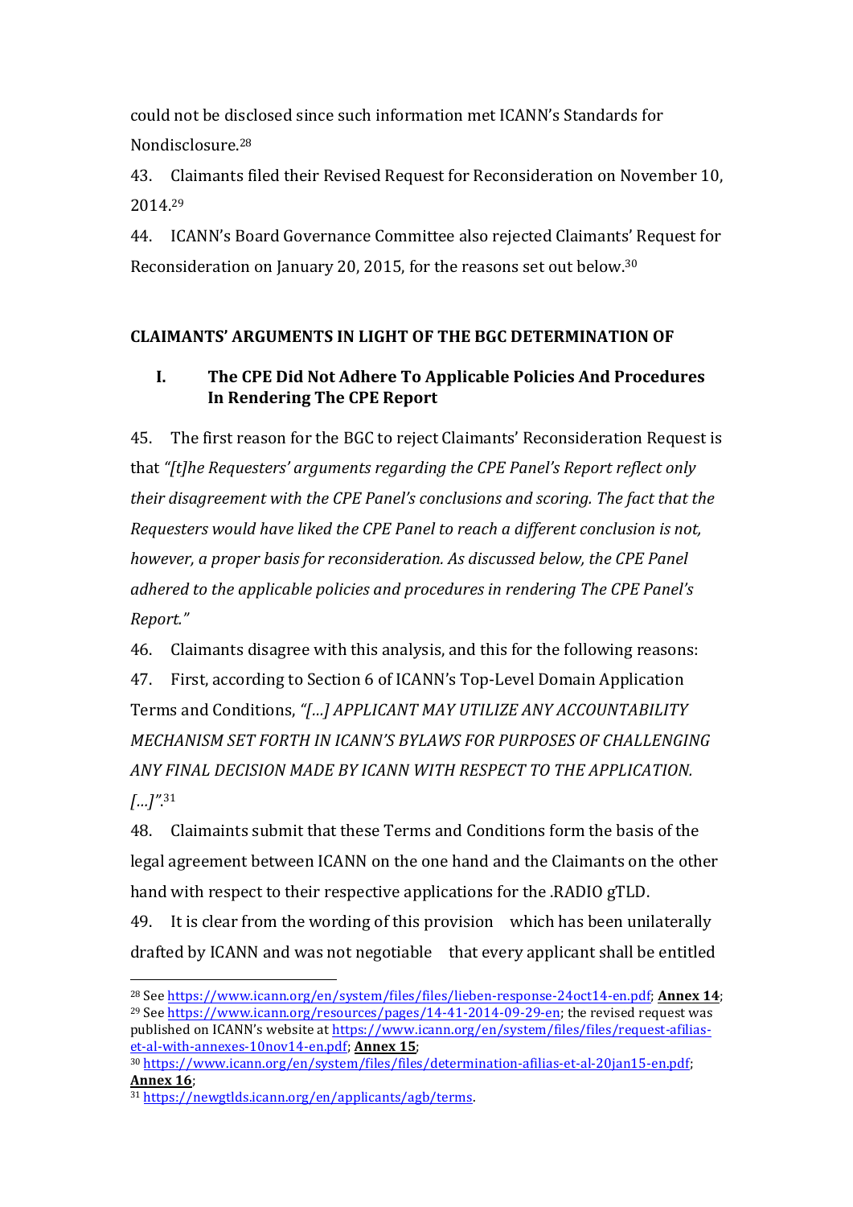could not be disclosed since such information met ICANN's Standards for Nondisclosure.[28]

43. Claimants filed their Revised Request for Reconsideration on November 10, 2014.[29]

44. ICANN's Board Governance Committee also rejected Claimants' Request for Reconsideration on January 20, 2015, for the reasons set out below.[30]

**CLAIMANTS' ARGUMENTS IN LIGHT OF THE BGC DETERMINATION OF**

**I. The CPE Did Not Adhere To Applicable Policies And Procedures In Rendering The CPE Report**

45. The first reason for the BGC to reject Claimants' Reconsideration Request is that *"[t]he Requesters' arguments regarding the CPE Panel's Report reflect only their disagreement with the CPE Panel's conclusions and scoring. The fact that the Requesters would have liked the CPE Panel to reach a different conclusion is not, however, a proper basis for reconsideration. As discussed below, the CPE Panel adhered to the applicable policies and procedures in rendering The CPE Panel's Report."*

46. Claimants disagree with this analysis, and this for the following reasons:

47. First, according to Section 6 of ICANN's Top-Level Domain Application Terms and Conditions, *"[…] APPLICANT MAY UTILIZE ANY ACCOUNTABILITY MECHANISM SET FORTH IN ICANN'S BYLAWS FOR PURPOSES OF CHALLENGING ANY FINAL DECISION MADE BY ICANN WITH RESPECT TO THE APPLICATION. […]"*.[31]

48. Claimaints submit that these Terms and Conditions form the basis of the legal agreement between ICANN on the one hand and the Claimants on the other hand with respect to their respective applications for the .RADIO gTLD.

49. It is clear from the wording of this provision   which has been unilaterally drafted by ICANN and was not negotiable   that every applicant shall be entitled

---

[28] See https://www.icann.org/en/system/files/files/lieben-response-24oct14-en.pdf; **Annex 14**;

[29] See https://www.icann.org/resources/pages/14-41-2014-09-29-en; the revised request was published on ICANN's website at https://www.icann.org/en/system/files/files/request-afilias-et-al-with-annexes-10nov14-en.pdf; **Annex 15**;

[30] https://www.icann.org/en/system/files/files/determination-afilias-et-al-20jan15-en.pdf; **Annex 16**;

[31] https://newgtlds.icann.org/en/applicants/agb/terms.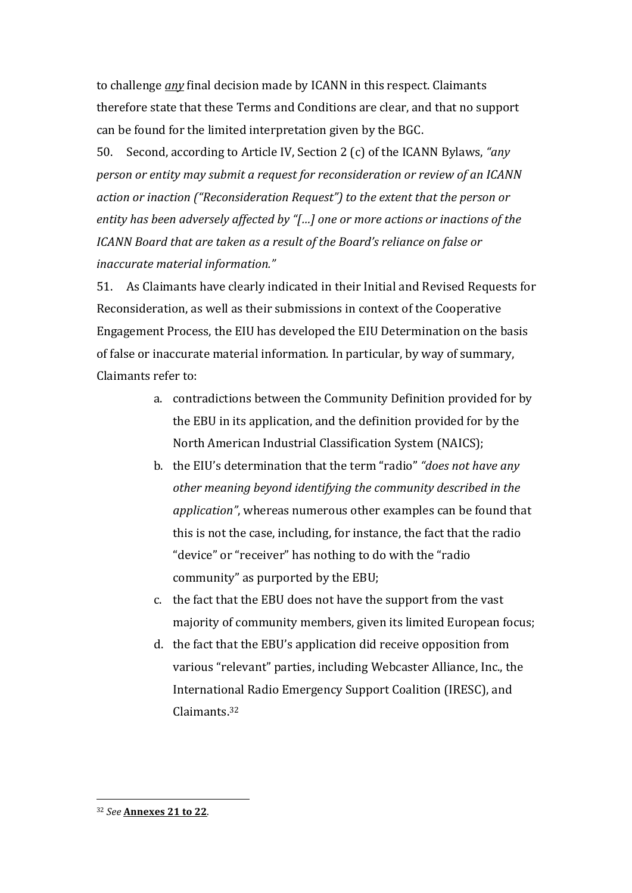to challenge ***any*** final decision made by ICANN in this respect. Claimants therefore state that these Terms and Conditions are clear, and that no support can be found for the limited interpretation given by the BGC.

50. Second, according to Article IV, Section 2 (c) of the ICANN Bylaws, *"any person or entity may submit a request for reconsideration or review of an ICANN action or inaction ("Reconsideration Request") to the extent that the person or entity has been adversely affected by "[…] one or more actions or inactions of the ICANN Board that are taken as a result of the Board's reliance on false or inaccurate material information."*

51. As Claimants have clearly indicated in their Initial and Revised Requests for Reconsideration, as well as their submissions in context of the Cooperative Engagement Process, the EIU has developed the EIU Determination on the basis of false or inaccurate material information. In particular, by way of summary, Claimants refer to:

a. contradictions between the Community Definition provided for by the EBU in its application, and the definition provided for by the North American Industrial Classification System (NAICS);

b. the EIU's determination that the term "radio" *"does not have any other meaning beyond identifying the community described in the application"*, whereas numerous other examples can be found that this is not the case, including, for instance, the fact that the radio "device" or "receiver" has nothing to do with the "radio community" as purported by the EBU;

c. the fact that the EBU does not have the support from the vast majority of community members, given its limited European focus;

d. the fact that the EBU's application did receive opposition from various "relevant" parties, including Webcaster Alliance, Inc., the International Radio Emergency Support Coalition (IRESC), and Claimants.[32]

---

[32] *See* **Annexes 21 to 22**.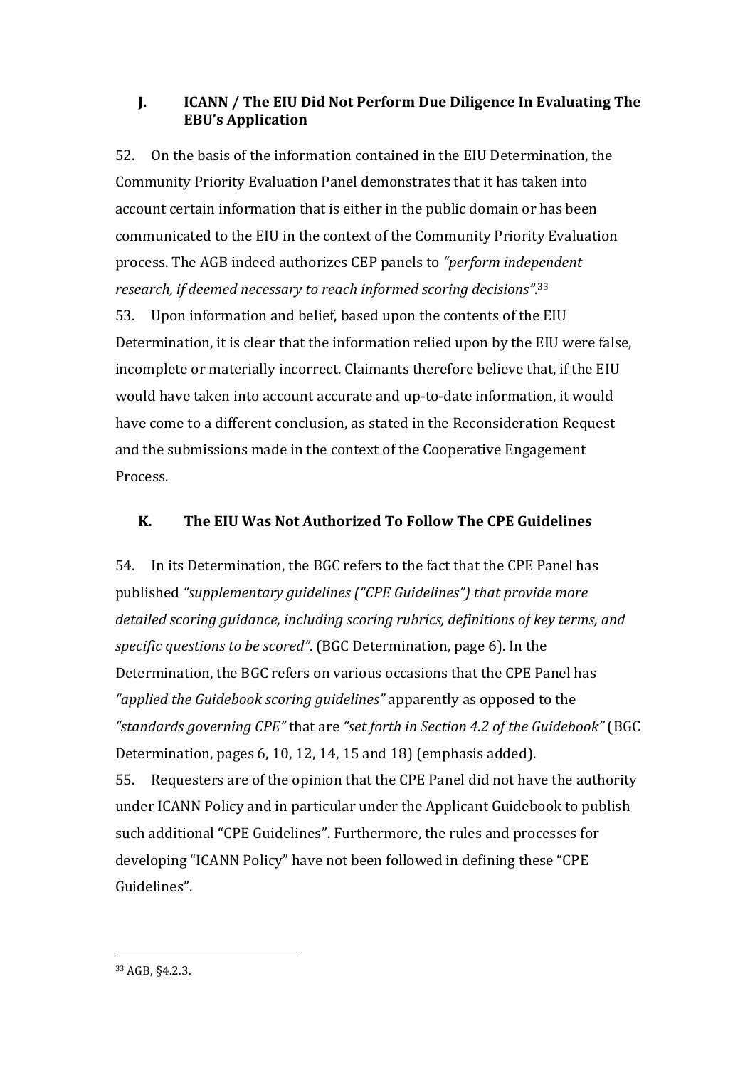### J. ICANN / The EIU Did Not Perform Due Diligence In Evaluating The EBU's Application

52. On the basis of the information contained in the EIU Determination, the Community Priority Evaluation Panel demonstrates that it has taken into account certain information that is either in the public domain or has been communicated to the EIU in the context of the Community Priority Evaluation process. The AGB indeed authorizes CEP panels to *"perform independent research, if deemed necessary to reach informed scoring decisions"*.[33]

53. Upon information and belief, based upon the contents of the EIU Determination, it is clear that the information relied upon by the EIU were false, incomplete or materially incorrect. Claimants therefore believe that, if the EIU would have taken into account accurate and up-to-date information, it would have come to a different conclusion, as stated in the Reconsideration Request and the submissions made in the context of the Cooperative Engagement Process.

### K. The EIU Was Not Authorized To Follow The CPE Guidelines

54. In its Determination, the BGC refers to the fact that the CPE Panel has published *"supplementary guidelines ("CPE Guidelines") that provide more detailed scoring guidance, including scoring rubrics, definitions of key terms, and specific questions to be scored"*. (BGC Determination, page 6). In the Determination, the BGC refers on various occasions that the CPE Panel has *"applied the Guidebook scoring guidelines"* apparently as opposed to the *"standards governing CPE"* that are *"set forth in Section 4.2 of the Guidebook"* (BGC Determination, pages 6, 10, 12, 14, 15 and 18) (emphasis added).

55. Requesters are of the opinion that the CPE Panel did not have the authority under ICANN Policy and in particular under the Applicant Guidebook to publish such additional "CPE Guidelines". Furthermore, the rules and processes for developing "ICANN Policy" have not been followed in defining these "CPE Guidelines".

---

[33] AGB, §4.2.3.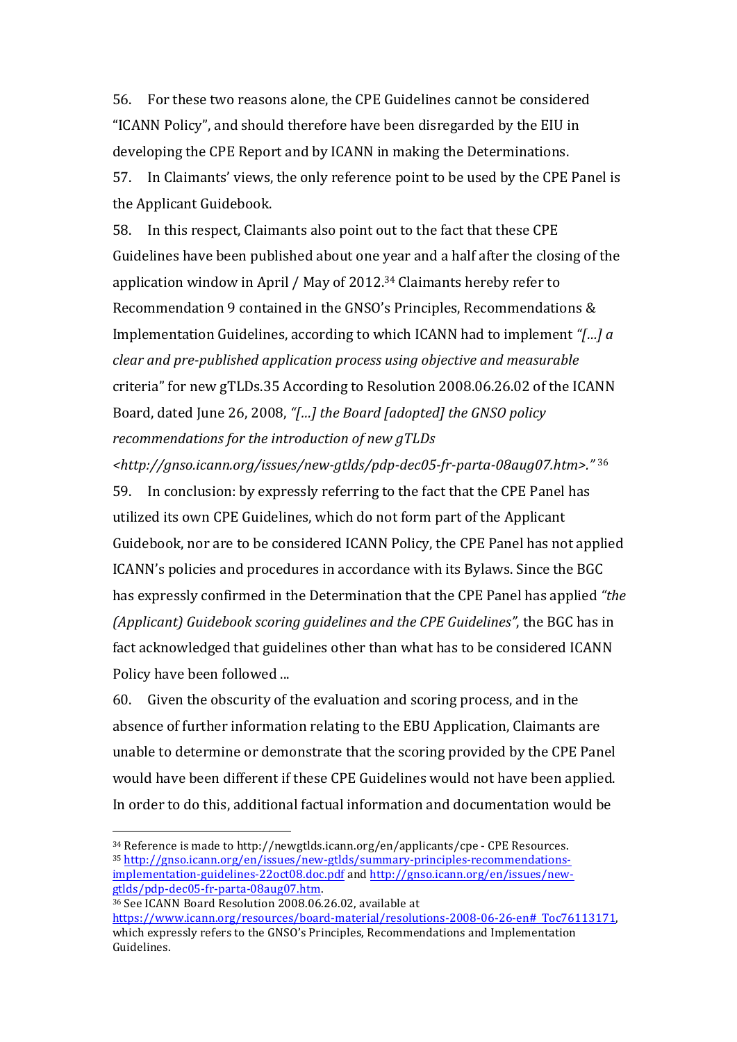56. For these two reasons alone, the CPE Guidelines cannot be considered "ICANN Policy", and should therefore have been disregarded by the EIU in developing the CPE Report and by ICANN in making the Determinations.

57. In Claimants' views, the only reference point to be used by the CPE Panel is the Applicant Guidebook.

58. In this respect, Claimants also point out to the fact that these CPE Guidelines have been published about one year and a half after the closing of the application window in April / May of 2012.[34] Claimants hereby refer to Recommendation 9 contained in the GNSO's Principles, Recommendations & Implementation Guidelines, according to which ICANN had to implement *"[...] a clear and pre-published application process using objective and measurable* criteria" for new gTLDs.35 According to Resolution 2008.06.26.02 of the ICANN Board, dated June 26, 2008, *"[...] the Board [adopted] the GNSO policy recommendations for the introduction of new gTLDs <http://gnso.icann.org/issues/new-gtlds/pdp-dec05-fr-parta-08aug07.htm>."* [36]

59. In conclusion: by expressly referring to the fact that the CPE Panel has utilized its own CPE Guidelines, which do not form part of the Applicant Guidebook, nor are to be considered ICANN Policy, the CPE Panel has not applied ICANN's policies and procedures in accordance with its Bylaws. Since the BGC has expressly confirmed in the Determination that the CPE Panel has applied *"the (Applicant) Guidebook scoring guidelines and the CPE Guidelines"*, the BGC has in fact acknowledged that guidelines other than what has to be considered ICANN Policy have been followed ...

60. Given the obscurity of the evaluation and scoring process, and in the absence of further information relating to the EBU Application, Claimants are unable to determine or demonstrate that the scoring provided by the CPE Panel would have been different if these CPE Guidelines would not have been applied. In order to do this, additional factual information and documentation would be

---

[34] Reference is made to http://newgtlds.icann.org/en/applicants/cpe - CPE Resources.

[35] http://gnso.icann.org/en/issues/new-gtlds/summary-principles-recommendations-implementation-guidelines-22oct08.doc.pdf and http://gnso.icann.org/en/issues/new-gtlds/pdp-dec05-fr-parta-08aug07.htm.

[36] See ICANN Board Resolution 2008.06.26.02, available at https://www.icann.org/resources/board-material/resolutions-2008-06-26-en#_Toc76113171, which expressly refers to the GNSO's Principles, Recommendations and Implementation Guidelines.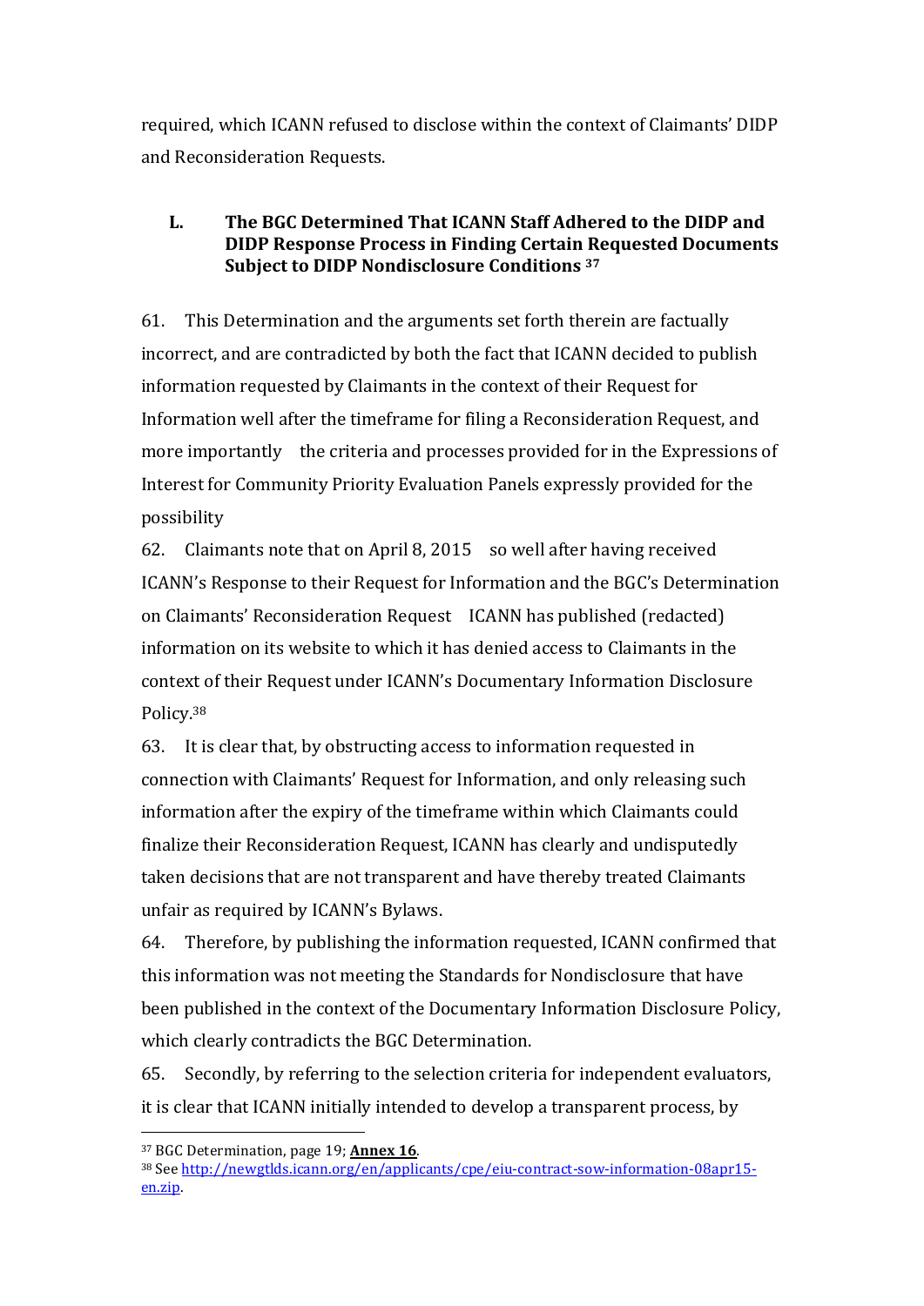required, which ICANN refused to disclose within the context of Claimants' DIDP and Reconsideration Requests.

### L. The BGC Determined That ICANN Staff Adhered to the DIDP and DIDP Response Process in Finding Certain Requested Documents Subject to DIDP Nondisclosure Conditions [37]

61. This Determination and the arguments set forth therein are factually incorrect, and are contradicted by both the fact that ICANN decided to publish information requested by Claimants in the context of their Request for Information well after the timeframe for filing a Reconsideration Request, and more importantly the criteria and processes provided for in the Expressions of Interest for Community Priority Evaluation Panels expressly provided for the possibility

62. Claimants note that on April 8, 2015 so well after having received ICANN's Response to their Request for Information and the BGC's Determination on Claimants' Reconsideration Request ICANN has published (redacted) information on its website to which it has denied access to Claimants in the context of their Request under ICANN's Documentary Information Disclosure Policy.[38]

63. It is clear that, by obstructing access to information requested in connection with Claimants' Request for Information, and only releasing such information after the expiry of the timeframe within which Claimants could finalize their Reconsideration Request, ICANN has clearly and undisputedly taken decisions that are not transparent and have thereby treated Claimants unfair as required by ICANN's Bylaws.

64. Therefore, by publishing the information requested, ICANN confirmed that this information was not meeting the Standards for Nondisclosure that have been published in the context of the Documentary Information Disclosure Policy, which clearly contradicts the BGC Determination.

65. Secondly, by referring to the selection criteria for independent evaluators, it is clear that ICANN initially intended to develop a transparent process, by

---

[37] BGC Determination, page 19; **Annex 16**.

[38] See http://newgtlds.icann.org/en/applicants/cpe/eiu-contract-sow-information-08apr15-en.zip.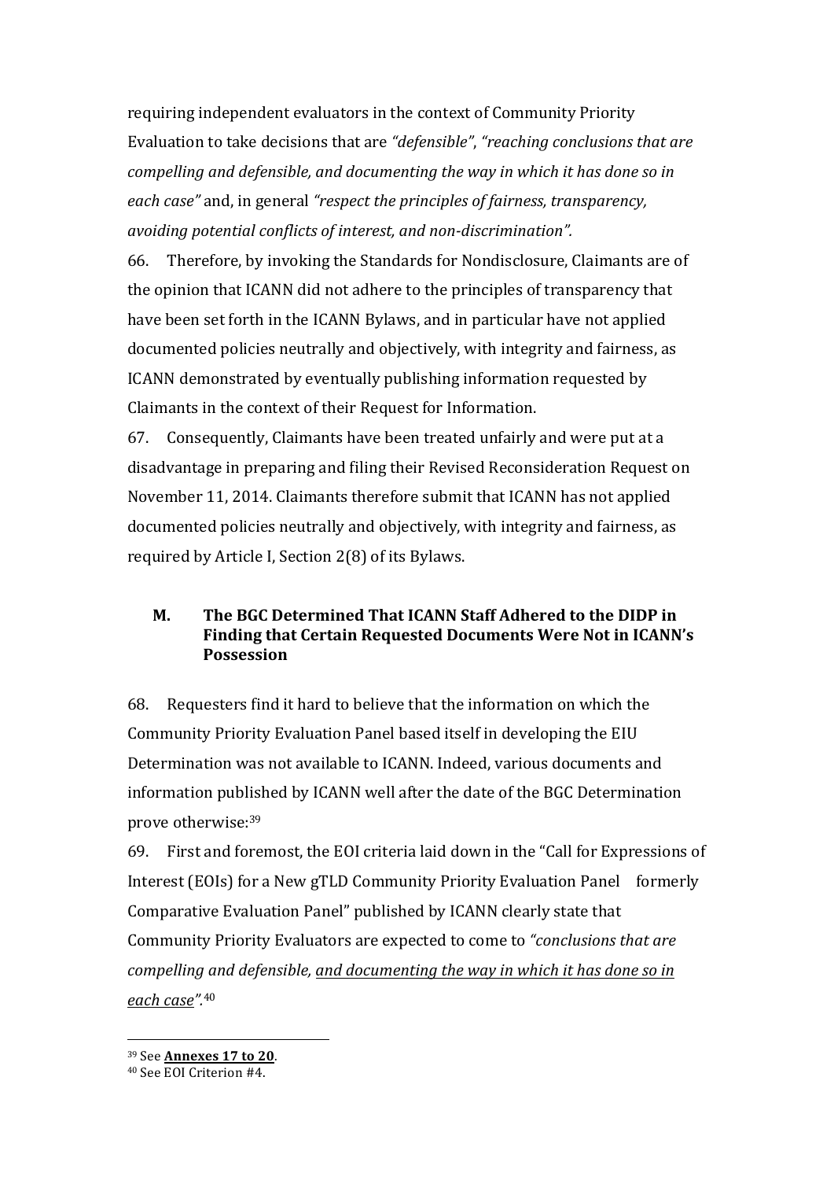requiring independent evaluators in the context of Community Priority Evaluation to take decisions that are *"defensible"*, *"reaching conclusions that are compelling and defensible, and documenting the way in which it has done so in each case"* and, in general *"respect the principles of fairness, transparency, avoiding potential conflicts of interest, and non-discrimination".*

66. Therefore, by invoking the Standards for Nondisclosure, Claimants are of the opinion that ICANN did not adhere to the principles of transparency that have been set forth in the ICANN Bylaws, and in particular have not applied documented policies neutrally and objectively, with integrity and fairness, as ICANN demonstrated by eventually publishing information requested by Claimants in the context of their Request for Information.

67. Consequently, Claimants have been treated unfairly and were put at a disadvantage in preparing and filing their Revised Reconsideration Request on November 11, 2014. Claimants therefore submit that ICANN has not applied documented policies neutrally and objectively, with integrity and fairness, as required by Article I, Section 2(8) of its Bylaws.

### M. The BGC Determined That ICANN Staff Adhered to the DIDP in Finding that Certain Requested Documents Were Not in ICANN's Possession

68. Requesters find it hard to believe that the information on which the Community Priority Evaluation Panel based itself in developing the EIU Determination was not available to ICANN. Indeed, various documents and information published by ICANN well after the date of the BGC Determination prove otherwise:[39]

69. First and foremost, the EOI criteria laid down in the "Call for Expressions of Interest (EOIs) for a New gTLD Community Priority Evaluation Panel formerly Comparative Evaluation Panel" published by ICANN clearly state that Community Priority Evaluators are expected to come to *"conclusions that are compelling and defensible, <u>and documenting the way in which it has done so in each case</u>".*[40]

---

[39] See **<u>Annexes 17 to 20</u>**.

[40] See EOI Criterion #4.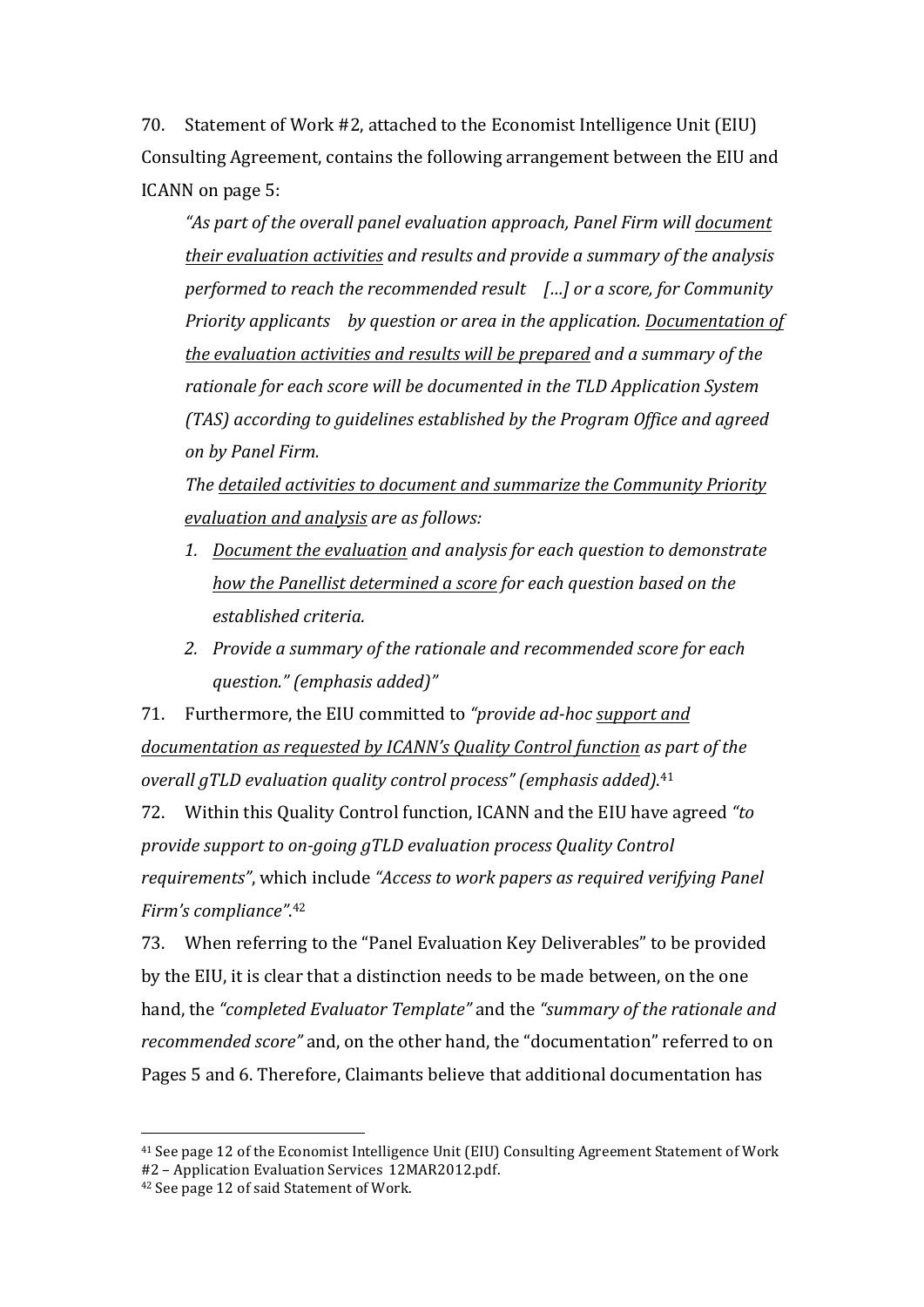70. Statement of Work #2, attached to the Economist Intelligence Unit (EIU) Consulting Agreement, contains the following arrangement between the EIU and ICANN on page 5:

> *"As part of the overall panel evaluation approach, Panel Firm will* <u>*document their evaluation activities*</u> *and results and provide a summary of the analysis performed to reach the recommended result [...] or a score, for Community Priority applicants by question or area in the application.* <u>*Documentation of the evaluation activities and results will be prepared*</u> *and a summary of the rationale for each score will be documented in the TLD Application System (TAS) according to guidelines established by the Program Office and agreed on by Panel Firm.*
>
> *The* <u>*detailed activities to document and summarize the Community Priority evaluation and analysis*</u> *are as follows:*
>
> 1. <u>*Document the evaluation*</u> *and analysis for each question to demonstrate* <u>*how the Panellist determined a score*</u> *for each question based on the established criteria.*
> 2. *Provide a summary of the rationale and recommended score for each question." (emphasis added)"*

71. Furthermore, the EIU committed to *"provide ad-hoc* <u>*support and documentation as requested by ICANN's Quality Control function*</u> *as part of the overall gTLD evaluation quality control process" (emphasis added).*[41]

72. Within this Quality Control function, ICANN and the EIU have agreed *"to provide support to on-going gTLD evaluation process Quality Control requirements"*, which include *"Access to work papers as required verifying Panel Firm's compliance"*.[42]

73. When referring to the "Panel Evaluation Key Deliverables" to be provided by the EIU, it is clear that a distinction needs to be made between, on the one hand, the *"completed Evaluator Template"* and the *"summary of the rationale and recommended score"* and, on the other hand, the "documentation" referred to on Pages 5 and 6. Therefore, Claimants believe that additional documentation has

---

[41] See page 12 of the Economist Intelligence Unit (EIU) Consulting Agreement Statement of Work #2 – Application Evaluation Services 12MAR2012.pdf.

[42] See page 12 of said Statement of Work.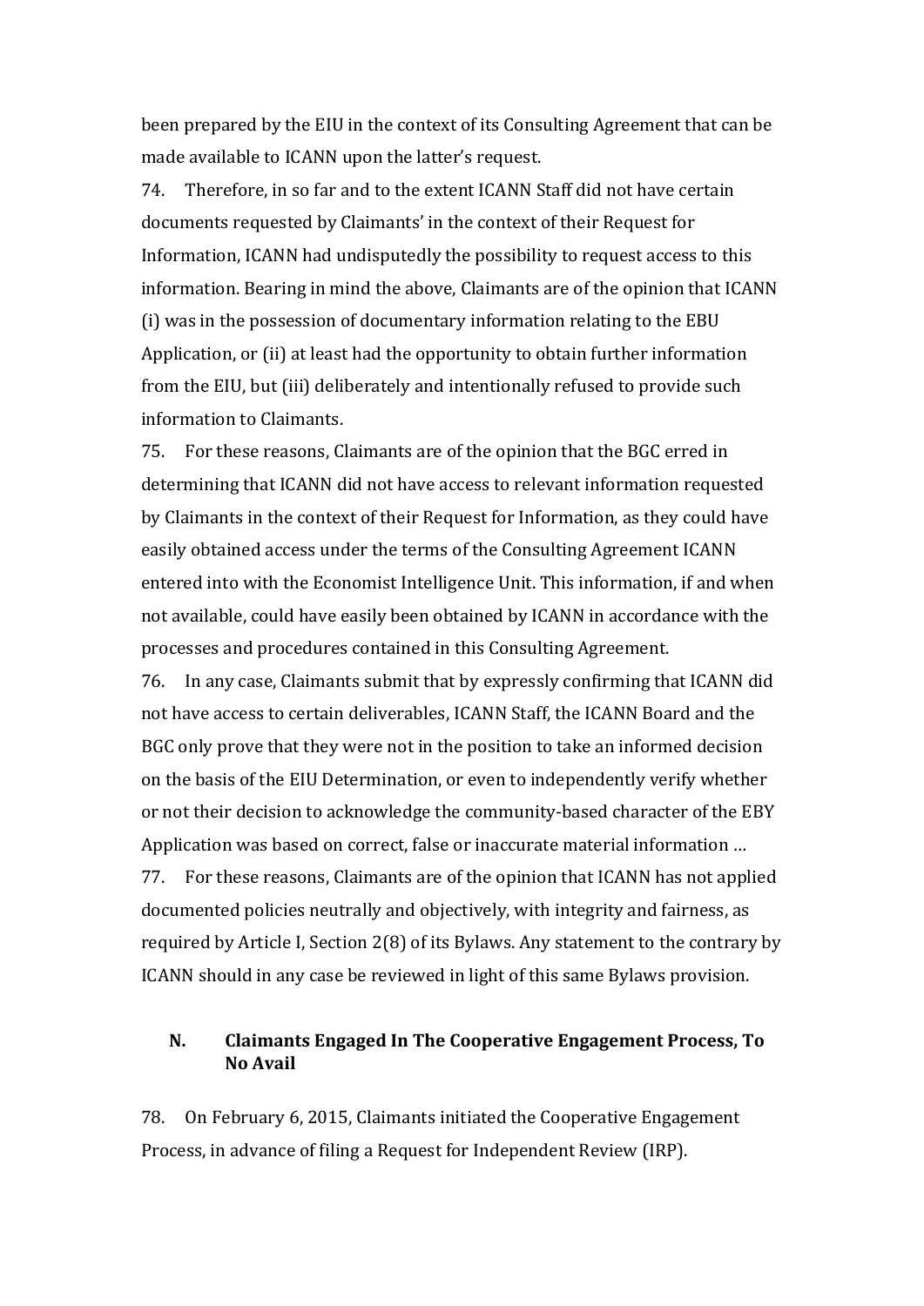been prepared by the EIU in the context of its Consulting Agreement that can be made available to ICANN upon the latter's request.

74. Therefore, in so far and to the extent ICANN Staff did not have certain documents requested by Claimants' in the context of their Request for Information, ICANN had undisputedly the possibility to request access to this information. Bearing in mind the above, Claimants are of the opinion that ICANN (i) was in the possession of documentary information relating to the EBU Application, or (ii) at least had the opportunity to obtain further information from the EIU, but (iii) deliberately and intentionally refused to provide such information to Claimants.

75. For these reasons, Claimants are of the opinion that the BGC erred in determining that ICANN did not have access to relevant information requested by Claimants in the context of their Request for Information, as they could have easily obtained access under the terms of the Consulting Agreement ICANN entered into with the Economist Intelligence Unit. This information, if and when not available, could have easily been obtained by ICANN in accordance with the processes and procedures contained in this Consulting Agreement.

76. In any case, Claimants submit that by expressly confirming that ICANN did not have access to certain deliverables, ICANN Staff, the ICANN Board and the BGC only prove that they were not in the position to take an informed decision on the basis of the EIU Determination, or even to independently verify whether or not their decision to acknowledge the community-based character of the EBY Application was based on correct, false or inaccurate material information …

77. For these reasons, Claimants are of the opinion that ICANN has not applied documented policies neutrally and objectively, with integrity and fairness, as required by Article I, Section 2(8) of its Bylaws. Any statement to the contrary by ICANN should in any case be reviewed in light of this same Bylaws provision.

## N. Claimants Engaged In The Cooperative Engagement Process, To No Avail

78. On February 6, 2015, Claimants initiated the Cooperative Engagement Process, in advance of filing a Request for Independent Review (IRP).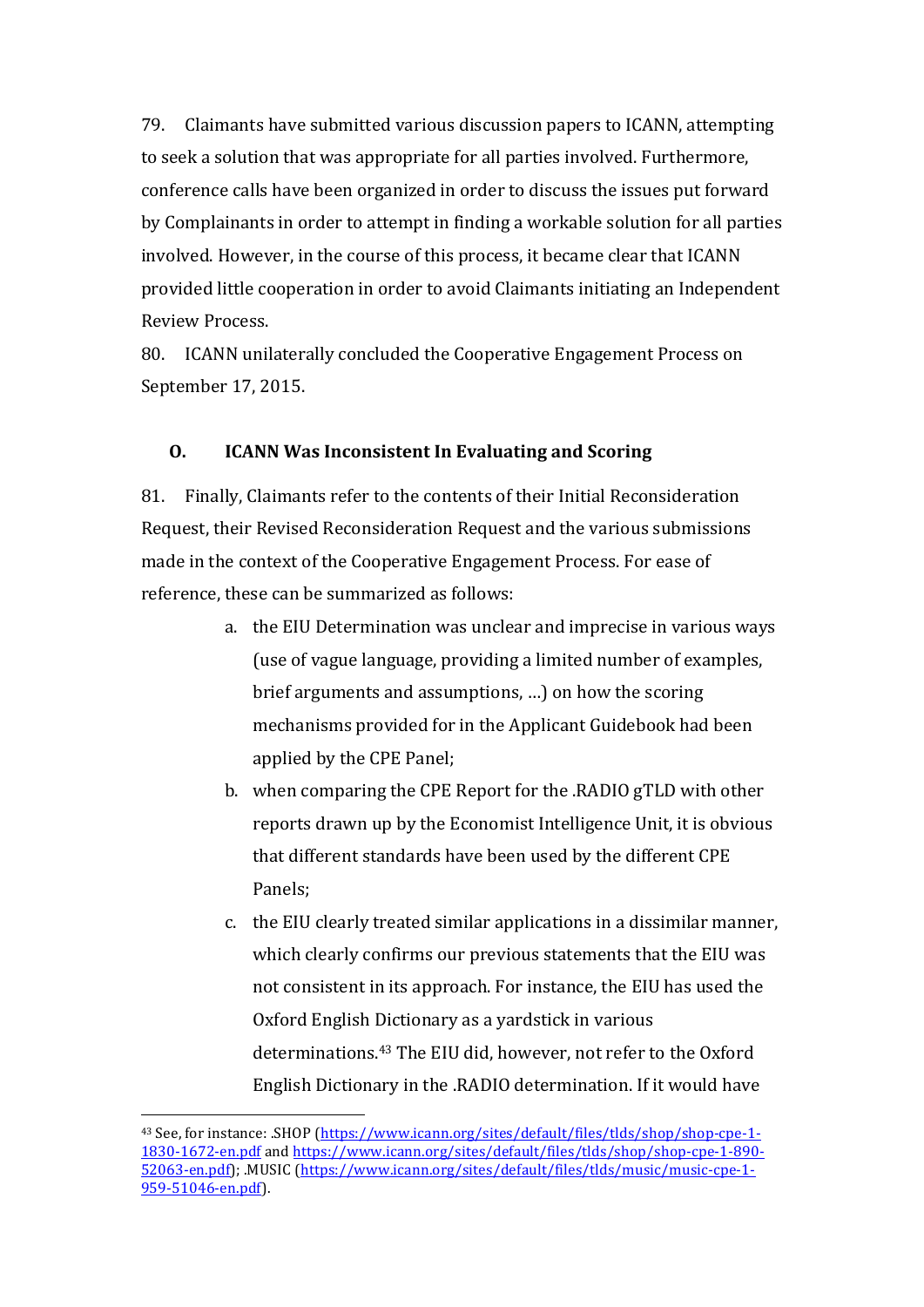79. Claimants have submitted various discussion papers to ICANN, attempting to seek a solution that was appropriate for all parties involved. Furthermore, conference calls have been organized in order to discuss the issues put forward by Complainants in order to attempt in finding a workable solution for all parties involved. However, in the course of this process, it became clear that ICANN provided little cooperation in order to avoid Claimants initiating an Independent Review Process.

80. ICANN unilaterally concluded the Cooperative Engagement Process on September 17, 2015.

## O. ICANN Was Inconsistent In Evaluating and Scoring

81. Finally, Claimants refer to the contents of their Initial Reconsideration Request, their Revised Reconsideration Request and the various submissions made in the context of the Cooperative Engagement Process. For ease of reference, these can be summarized as follows:

a. the EIU Determination was unclear and imprecise in various ways (use of vague language, providing a limited number of examples, brief arguments and assumptions, …) on how the scoring mechanisms provided for in the Applicant Guidebook had been applied by the CPE Panel;

b. when comparing the CPE Report for the .RADIO gTLD with other reports drawn up by the Economist Intelligence Unit, it is obvious that different standards have been used by the different CPE Panels;

c. the EIU clearly treated similar applications in a dissimilar manner, which clearly confirms our previous statements that the EIU was not consistent in its approach. For instance, the EIU has used the Oxford English Dictionary as a yardstick in various determinations.[43] The EIU did, however, not refer to the Oxford English Dictionary in the .RADIO determination. If it would have

---

[43] See, for instance: .SHOP (https://www.icann.org/sites/default/files/tlds/shop/shop-cpe-1-1830-1672-en.pdf and https://www.icann.org/sites/default/files/tlds/shop/shop-cpe-1-890-52063-en.pdf); .MUSIC (https://www.icann.org/sites/default/files/tlds/music/music-cpe-1-959-51046-en.pdf).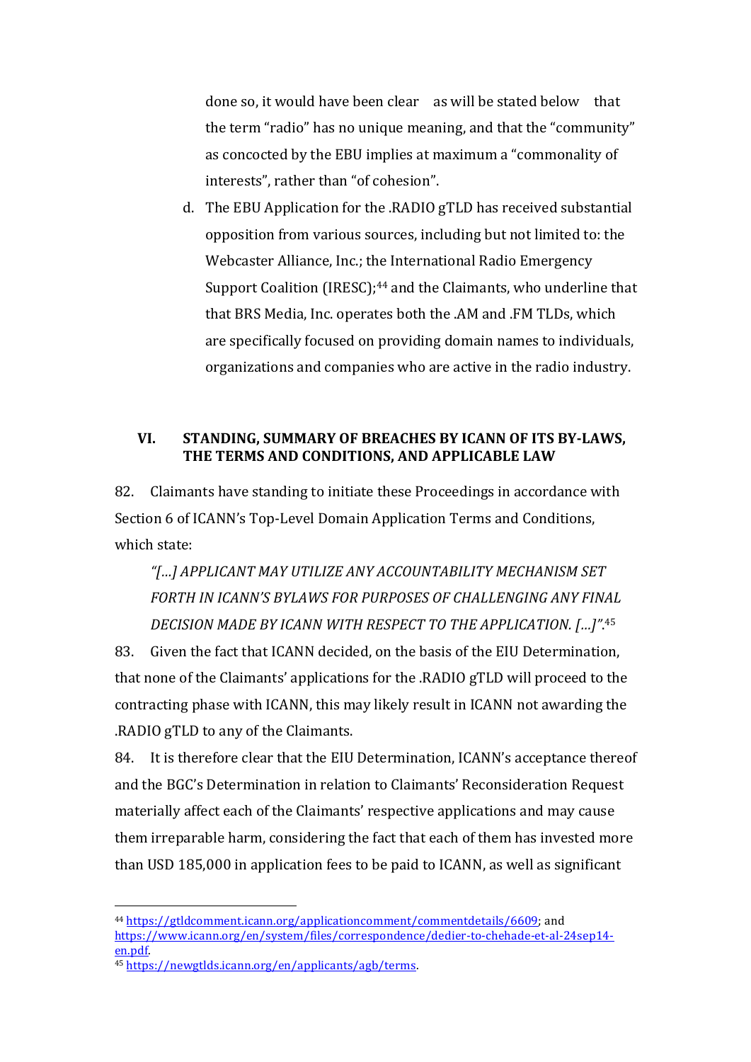done so, it would have been clear as will be stated below that the term "radio" has no unique meaning, and that the "community" as concocted by the EBU implies at maximum a "commonality of interests", rather than "of cohesion".

d. The EBU Application for the .RADIO gTLD has received substantial opposition from various sources, including but not limited to: the Webcaster Alliance, Inc.; the International Radio Emergency Support Coalition (IRESC);[44] and the Claimants, who underline that that BRS Media, Inc. operates both the .AM and .FM TLDs, which are specifically focused on providing domain names to individuals, organizations and companies who are active in the radio industry.

## VI. STANDING, SUMMARY OF BREACHES BY ICANN OF ITS BY-LAWS, THE TERMS AND CONDITIONS, AND APPLICABLE LAW

82. Claimants have standing to initiate these Proceedings in accordance with Section 6 of ICANN's Top-Level Domain Application Terms and Conditions, which state:

> *"[…] APPLICANT MAY UTILIZE ANY ACCOUNTABILITY MECHANISM SET FORTH IN ICANN'S BYLAWS FOR PURPOSES OF CHALLENGING ANY FINAL DECISION MADE BY ICANN WITH RESPECT TO THE APPLICATION. […]".*[45]

83. Given the fact that ICANN decided, on the basis of the EIU Determination, that none of the Claimants' applications for the .RADIO gTLD will proceed to the contracting phase with ICANN, this may likely result in ICANN not awarding the .RADIO gTLD to any of the Claimants.

84. It is therefore clear that the EIU Determination, ICANN's acceptance thereof and the BGC's Determination in relation to Claimants' Reconsideration Request materially affect each of the Claimants' respective applications and may cause them irreparable harm, considering the fact that each of them has invested more than USD 185,000 in application fees to be paid to ICANN, as well as significant

---

[44] https://gtldcomment.icann.org/applicationcomment/commentdetails/6609; and https://www.icann.org/en/system/files/correspondence/dedier-to-chehade-et-al-24sep14-en.pdf.

[45] https://newgtlds.icann.org/en/applicants/agb/terms.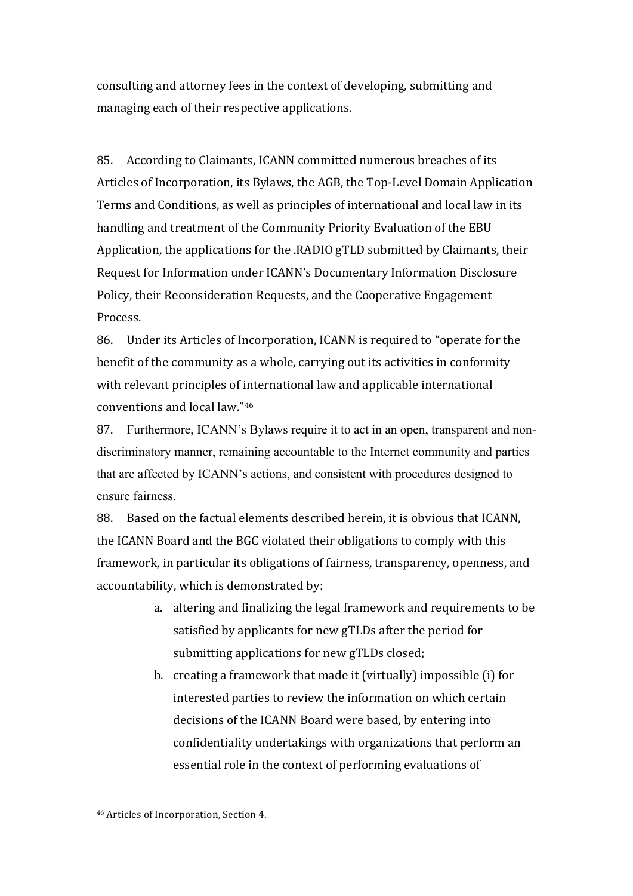consulting and attorney fees in the context of developing, submitting and managing each of their respective applications.

85. According to Claimants, ICANN committed numerous breaches of its Articles of Incorporation, its Bylaws, the AGB, the Top-Level Domain Application Terms and Conditions, as well as principles of international and local law in its handling and treatment of the Community Priority Evaluation of the EBU Application, the applications for the .RADIO gTLD submitted by Claimants, their Request for Information under ICANN's Documentary Information Disclosure Policy, their Reconsideration Requests, and the Cooperative Engagement Process.

86. Under its Articles of Incorporation, ICANN is required to "operate for the benefit of the community as a whole, carrying out its activities in conformity with relevant principles of international law and applicable international conventions and local law."[46]

87. Furthermore, ICANN's Bylaws require it to act in an open, transparent and non-discriminatory manner, remaining accountable to the Internet community and parties that are affected by ICANN's actions, and consistent with procedures designed to ensure fairness.

88. Based on the factual elements described herein, it is obvious that ICANN, the ICANN Board and the BGC violated their obligations to comply with this framework, in particular its obligations of fairness, transparency, openness, and accountability, which is demonstrated by:

a. altering and finalizing the legal framework and requirements to be satisfied by applicants for new gTLDs after the period for submitting applications for new gTLDs closed;

b. creating a framework that made it (virtually) impossible (i) for interested parties to review the information on which certain decisions of the ICANN Board were based, by entering into confidentiality undertakings with organizations that perform an essential role in the context of performing evaluations of

[46] Articles of Incorporation, Section 4.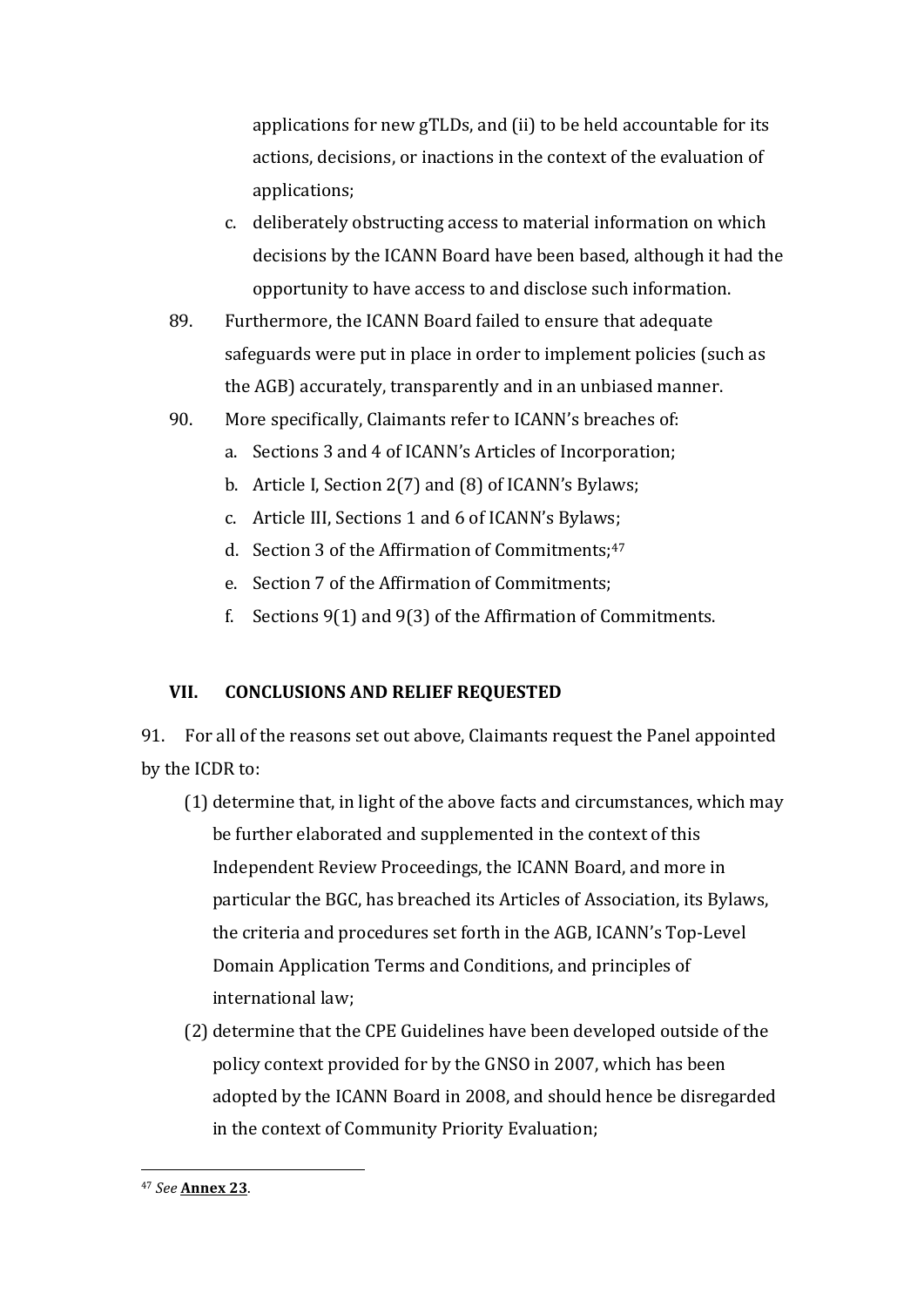applications for new gTLDs, and (ii) to be held accountable for its actions, decisions, or inactions in the context of the evaluation of applications;

c. deliberately obstructing access to material information on which decisions by the ICANN Board have been based, although it had the opportunity to have access to and disclose such information.

89. Furthermore, the ICANN Board failed to ensure that adequate safeguards were put in place in order to implement policies (such as the AGB) accurately, transparently and in an unbiased manner.

90. More specifically, Claimants refer to ICANN's breaches of:

a. Sections 3 and 4 of ICANN's Articles of Incorporation;
b. Article I, Section 2(7) and (8) of ICANN's Bylaws;
c. Article III, Sections 1 and 6 of ICANN's Bylaws;
d. Section 3 of the Affirmation of Commitments;[47]
e. Section 7 of the Affirmation of Commitments;
f. Sections 9(1) and 9(3) of the Affirmation of Commitments.

## VII. CONCLUSIONS AND RELIEF REQUESTED

91. For all of the reasons set out above, Claimants request the Panel appointed by the ICDR to:

(1) determine that, in light of the above facts and circumstances, which may be further elaborated and supplemented in the context of this Independent Review Proceedings, the ICANN Board, and more in particular the BGC, has breached its Articles of Association, its Bylaws, the criteria and procedures set forth in the AGB, ICANN's Top-Level Domain Application Terms and Conditions, and principles of international law;

(2) determine that the CPE Guidelines have been developed outside of the policy context provided for by the GNSO in 2007, which has been adopted by the ICANN Board in 2008, and should hence be disregarded in the context of Community Priority Evaluation;

---

[47] *See* **Annex 23**.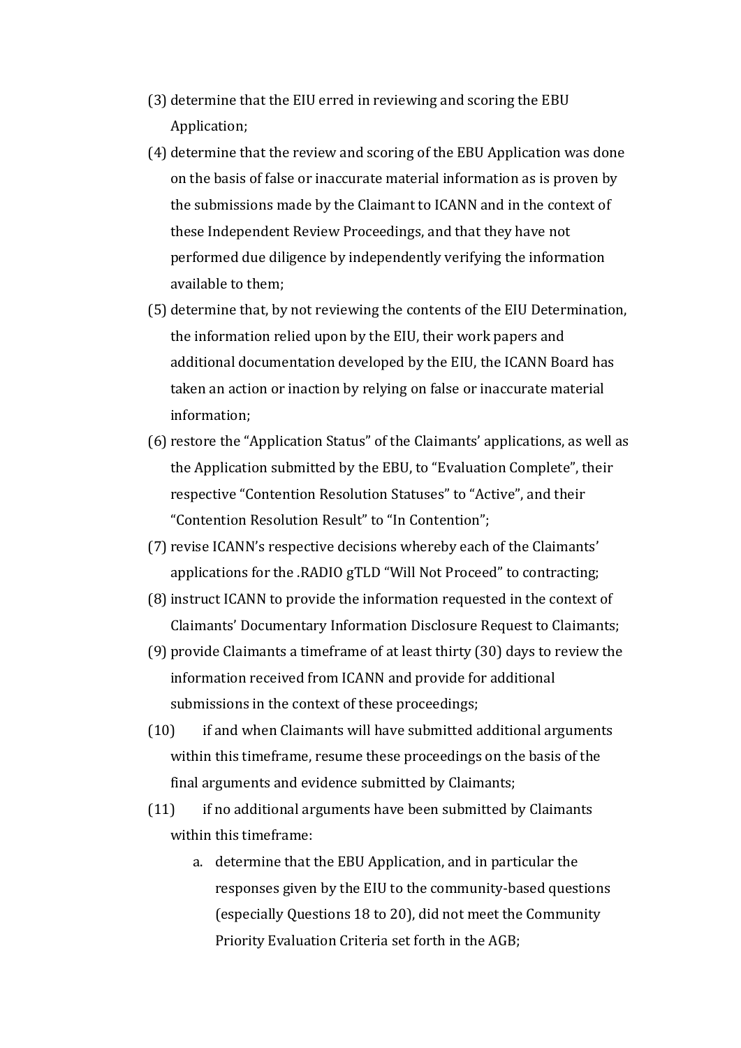(3) determine that the EIU erred in reviewing and scoring the EBU Application;

(4) determine that the review and scoring of the EBU Application was done on the basis of false or inaccurate material information as is proven by the submissions made by the Claimant to ICANN and in the context of these Independent Review Proceedings, and that they have not performed due diligence by independently verifying the information available to them;

(5) determine that, by not reviewing the contents of the EIU Determination, the information relied upon by the EIU, their work papers and additional documentation developed by the EIU, the ICANN Board has taken an action or inaction by relying on false or inaccurate material information;

(6) restore the "Application Status" of the Claimants' applications, as well as the Application submitted by the EBU, to "Evaluation Complete", their respective "Contention Resolution Statuses" to "Active", and their "Contention Resolution Result" to "In Contention";

(7) revise ICANN's respective decisions whereby each of the Claimants' applications for the .RADIO gTLD "Will Not Proceed" to contracting;

(8) instruct ICANN to provide the information requested in the context of Claimants' Documentary Information Disclosure Request to Claimants;

(9) provide Claimants a timeframe of at least thirty (30) days to review the information received from ICANN and provide for additional submissions in the context of these proceedings;

(10) if and when Claimants will have submitted additional arguments within this timeframe, resume these proceedings on the basis of the final arguments and evidence submitted by Claimants;

(11) if no additional arguments have been submitted by Claimants within this timeframe:

   a. determine that the EBU Application, and in particular the responses given by the EIU to the community-based questions (especially Questions 18 to 20), did not meet the Community Priority Evaluation Criteria set forth in the AGB;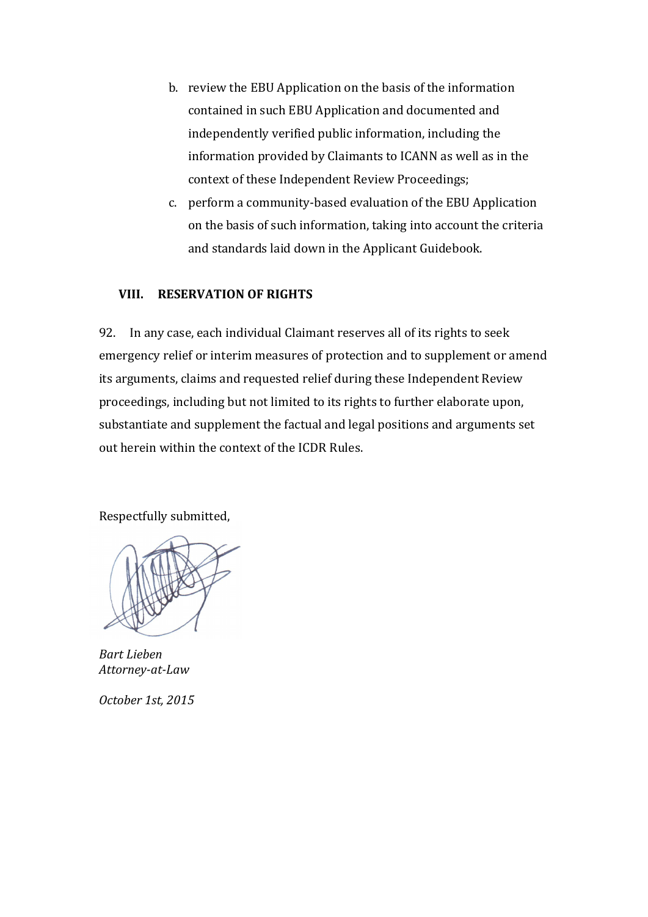b. review the EBU Application on the basis of the information contained in such EBU Application and documented and independently verified public information, including the information provided by Claimants to ICANN as well as in the context of these Independent Review Proceedings;

c. perform a community-based evaluation of the EBU Application on the basis of such information, taking into account the criteria and standards laid down in the Applicant Guidebook.

## VIII. RESERVATION OF RIGHTS

92. In any case, each individual Claimant reserves all of its rights to seek emergency relief or interim measures of protection and to supplement or amend its arguments, claims and requested relief during these Independent Review proceedings, including but not limited to its rights to further elaborate upon, substantiate and supplement the factual and legal positions and arguments set out herein within the context of the ICDR Rules.

Respectfully submitted,

*Bart Lieben*
*Attorney-at-Law*

*October 1st, 2015*